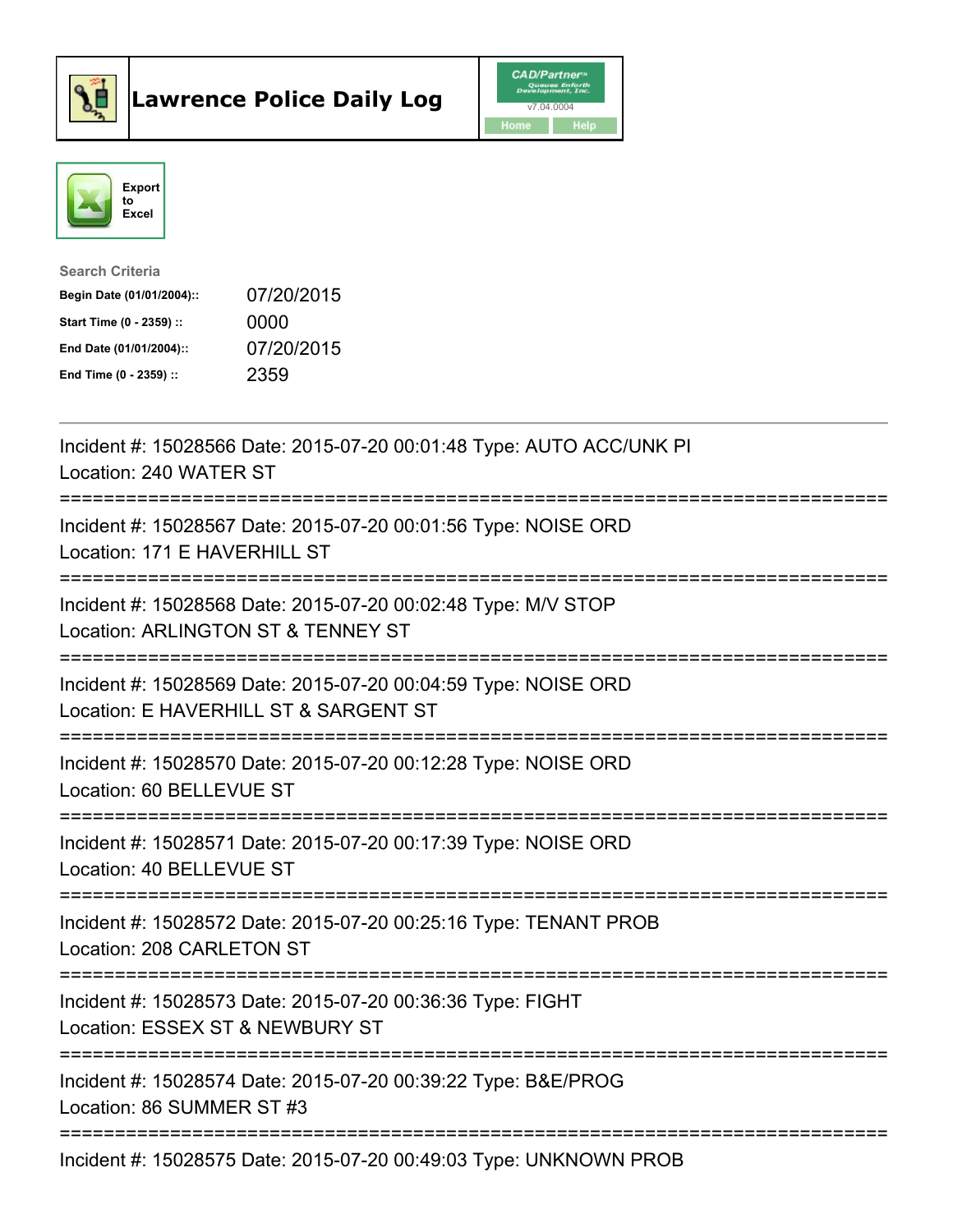# Lawrence Police Daily Log

CAD/Partner
v7.04.0004
Home | Help

Export to Excel

**Search Criteria**

| | |
|---|---|
| **Begin Date (01/01/2004)::** | 07/20/2015 |
| **Start Time (0 - 2359) ::** | 0000 |
| **End Date (01/01/2004)::** | 07/20/2015 |
| **End Time (0 - 2359) ::** | 2359 |

---

Incident #: 15028566 Date: 2015-07-20 00:01:48 Type: AUTO ACC/UNK PI
Location: 240 WATER ST

===========================================================================

Incident #: 15028567 Date: 2015-07-20 00:01:56 Type: NOISE ORD
Location: 171 E HAVERHILL ST

===========================================================================

Incident #: 15028568 Date: 2015-07-20 00:02:48 Type: M/V STOP
Location: ARLINGTON ST & TENNEY ST

===========================================================================

Incident #: 15028569 Date: 2015-07-20 00:04:59 Type: NOISE ORD
Location: E HAVERHILL ST & SARGENT ST

===========================================================================

Incident #: 15028570 Date: 2015-07-20 00:12:28 Type: NOISE ORD
Location: 60 BELLEVUE ST

===========================================================================

Incident #: 15028571 Date: 2015-07-20 00:17:39 Type: NOISE ORD
Location: 40 BELLEVUE ST

===========================================================================

Incident #: 15028572 Date: 2015-07-20 00:25:16 Type: TENANT PROB
Location: 208 CARLETON ST

===========================================================================

Incident #: 15028573 Date: 2015-07-20 00:36:36 Type: FIGHT
Location: ESSEX ST & NEWBURY ST

===========================================================================

Incident #: 15028574 Date: 2015-07-20 00:39:22 Type: B&E/PROG
Location: 86 SUMMER ST #3

===========================================================================

Incident #: 15028575 Date: 2015-07-20 00:49:03 Type: UNKNOWN PROB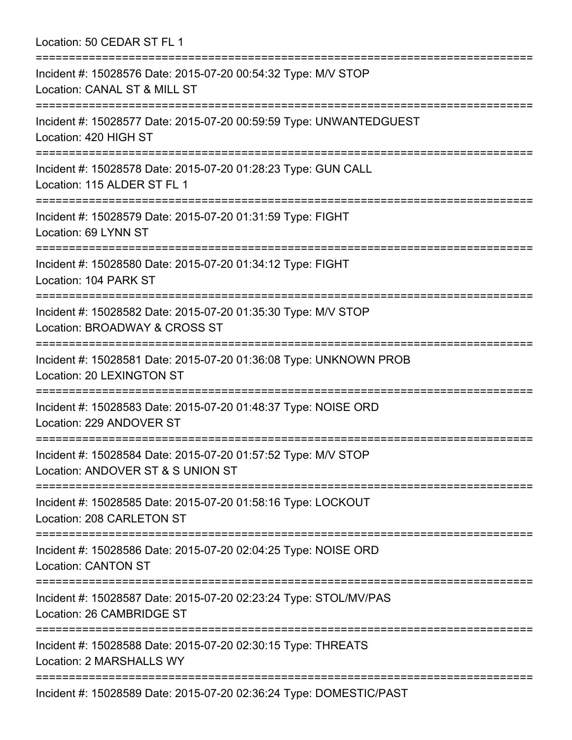Location: 50 CEDAR ST FL 1

===========================================================================

Incident #: 15028576 Date: 2015-07-20 00:54:32 Type: M/V STOP

Location: CANAL ST & MILL ST

===========================================================================

Incident #: 15028577 Date: 2015-07-20 00:59:59 Type: UNWANTEDGUEST

Location: 420 HIGH ST

===========================================================================

Incident #: 15028578 Date: 2015-07-20 01:28:23 Type: GUN CALL

Location: 115 ALDER ST FL 1

===========================================================================

Incident #: 15028579 Date: 2015-07-20 01:31:59 Type: FIGHT

Location: 69 LYNN ST

===========================================================================

Incident #: 15028580 Date: 2015-07-20 01:34:12 Type: FIGHT

Location: 104 PARK ST

===========================================================================

Incident #: 15028582 Date: 2015-07-20 01:35:30 Type: M/V STOP

Location: BROADWAY & CROSS ST

===========================================================================

Incident #: 15028581 Date: 2015-07-20 01:36:08 Type: UNKNOWN PROB

Location: 20 LEXINGTON ST

===========================================================================

Incident #: 15028583 Date: 2015-07-20 01:48:37 Type: NOISE ORD

Location: 229 ANDOVER ST

===========================================================================

Incident #: 15028584 Date: 2015-07-20 01:57:52 Type: M/V STOP

Location: ANDOVER ST & S UNION ST

===========================================================================

Incident #: 15028585 Date: 2015-07-20 01:58:16 Type: LOCKOUT

Location: 208 CARLETON ST

===========================================================================

Incident #: 15028586 Date: 2015-07-20 02:04:25 Type: NOISE ORD

Location: CANTON ST

===========================================================================

Incident #: 15028587 Date: 2015-07-20 02:23:24 Type: STOL/MV/PAS

Location: 26 CAMBRIDGE ST

===========================================================================

Incident #: 15028588 Date: 2015-07-20 02:30:15 Type: THREATS

Location: 2 MARSHALLS WY

===========================================================================

Incident #: 15028589 Date: 2015-07-20 02:36:24 Type: DOMESTIC/PAST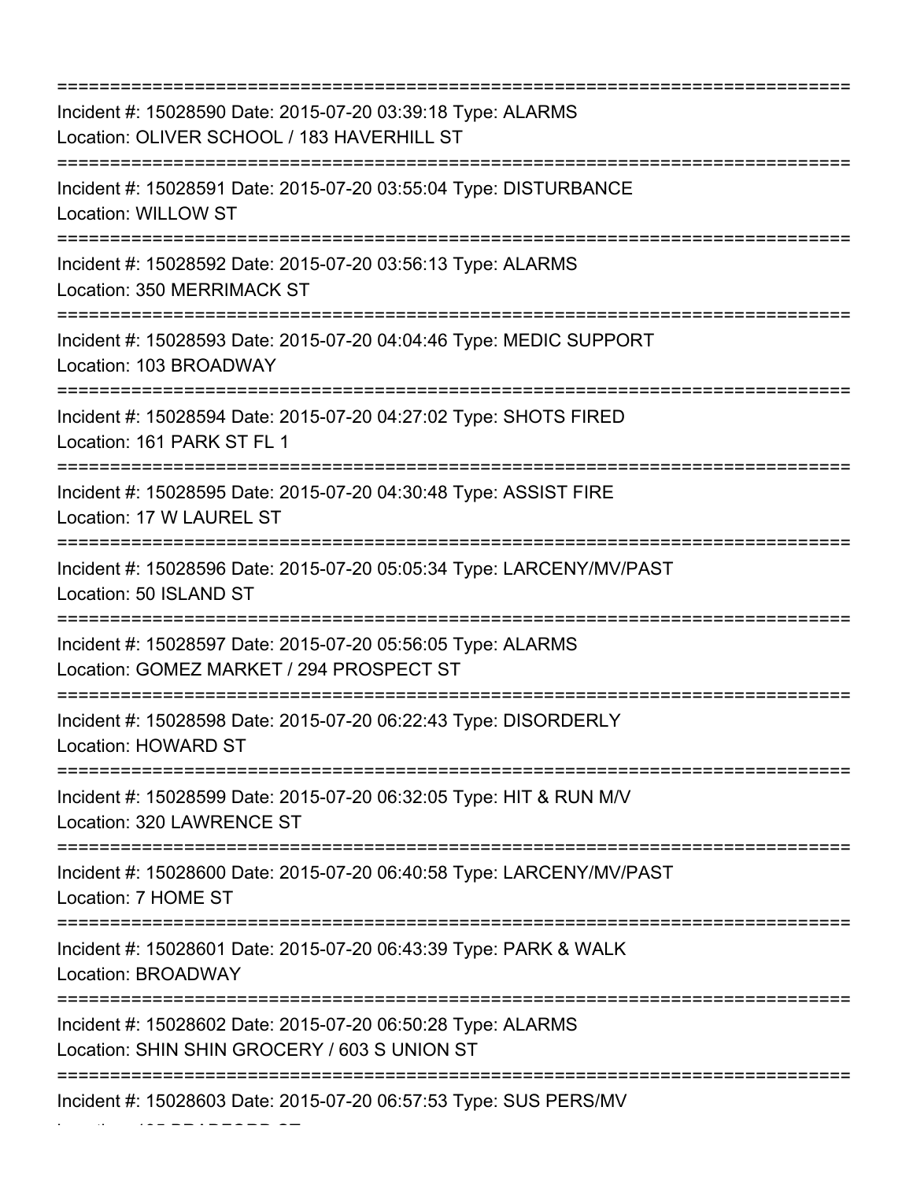===========================================================================

Incident #: 15028590 Date: 2015-07-20 03:39:18 Type: ALARMS
Location: OLIVER SCHOOL / 183 HAVERHILL ST

===========================================================================

Incident #: 15028591 Date: 2015-07-20 03:55:04 Type: DISTURBANCE
Location: WILLOW ST

===========================================================================

Incident #: 15028592 Date: 2015-07-20 03:56:13 Type: ALARMS
Location: 350 MERRIMACK ST

===========================================================================

Incident #: 15028593 Date: 2015-07-20 04:04:46 Type: MEDIC SUPPORT
Location: 103 BROADWAY

===========================================================================

Incident #: 15028594 Date: 2015-07-20 04:27:02 Type: SHOTS FIRED
Location: 161 PARK ST FL 1

===========================================================================

Incident #: 15028595 Date: 2015-07-20 04:30:48 Type: ASSIST FIRE
Location: 17 W LAUREL ST

===========================================================================

Incident #: 15028596 Date: 2015-07-20 05:05:34 Type: LARCENY/MV/PAST
Location: 50 ISLAND ST

===========================================================================

Incident #: 15028597 Date: 2015-07-20 05:56:05 Type: ALARMS
Location: GOMEZ MARKET / 294 PROSPECT ST

===========================================================================

Incident #: 15028598 Date: 2015-07-20 06:22:43 Type: DISORDERLY
Location: HOWARD ST

===========================================================================

Incident #: 15028599 Date: 2015-07-20 06:32:05 Type: HIT & RUN M/V
Location: 320 LAWRENCE ST

===========================================================================

Incident #: 15028600 Date: 2015-07-20 06:40:58 Type: LARCENY/MV/PAST
Location: 7 HOME ST

===========================================================================

Incident #: 15028601 Date: 2015-07-20 06:43:39 Type: PARK & WALK
Location: BROADWAY

===========================================================================

Incident #: 15028602 Date: 2015-07-20 06:50:28 Type: ALARMS
Location: SHIN SHIN GROCERY / 603 S UNION ST

===========================================================================

Incident #: 15028603 Date: 2015-07-20 06:57:53 Type: SUS PERS/MV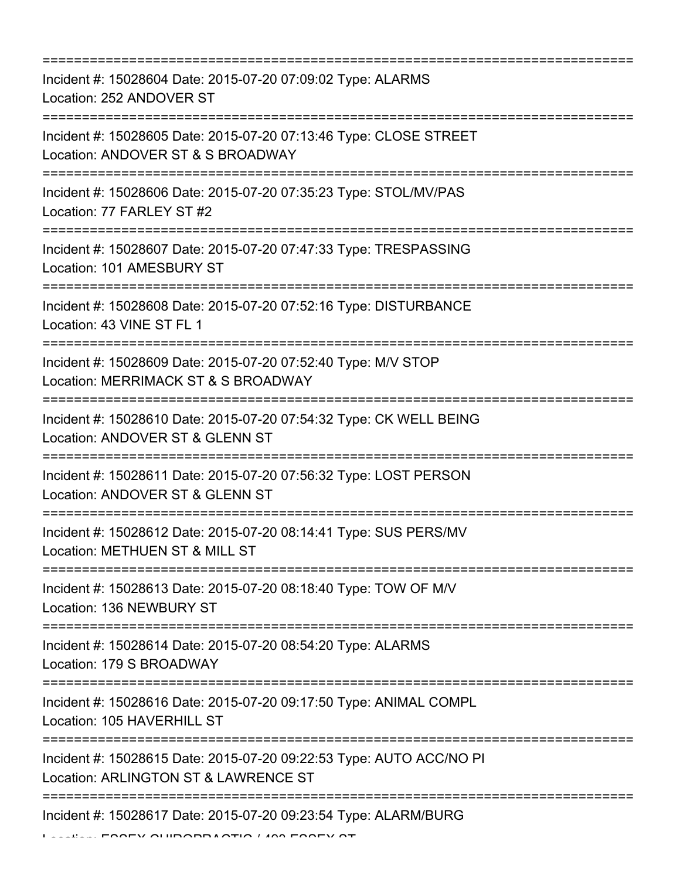===========================================================================

Incident #: 15028604 Date: 2015-07-20 07:09:02 Type: ALARMS
Location: 252 ANDOVER ST

===========================================================================

Incident #: 15028605 Date: 2015-07-20 07:13:46 Type: CLOSE STREET
Location: ANDOVER ST & S BROADWAY

===========================================================================

Incident #: 15028606 Date: 2015-07-20 07:35:23 Type: STOL/MV/PAS
Location: 77 FARLEY ST #2

===========================================================================

Incident #: 15028607 Date: 2015-07-20 07:47:33 Type: TRESPASSING
Location: 101 AMESBURY ST

===========================================================================

Incident #: 15028608 Date: 2015-07-20 07:52:16 Type: DISTURBANCE
Location: 43 VINE ST FL 1

===========================================================================

Incident #: 15028609 Date: 2015-07-20 07:52:40 Type: M/V STOP
Location: MERRIMACK ST & S BROADWAY

===========================================================================

Incident #: 15028610 Date: 2015-07-20 07:54:32 Type: CK WELL BEING
Location: ANDOVER ST & GLENN ST

===========================================================================

Incident #: 15028611 Date: 2015-07-20 07:56:32 Type: LOST PERSON
Location: ANDOVER ST & GLENN ST

===========================================================================

Incident #: 15028612 Date: 2015-07-20 08:14:41 Type: SUS PERS/MV
Location: METHUEN ST & MILL ST

===========================================================================

Incident #: 15028613 Date: 2015-07-20 08:18:40 Type: TOW OF M/V
Location: 136 NEWBURY ST

===========================================================================

Incident #: 15028614 Date: 2015-07-20 08:54:20 Type: ALARMS
Location: 179 S BROADWAY

===========================================================================

Incident #: 15028616 Date: 2015-07-20 09:17:50 Type: ANIMAL COMPL
Location: 105 HAVERHILL ST

===========================================================================

Incident #: 15028615 Date: 2015-07-20 09:22:53 Type: AUTO ACC/NO PI
Location: ARLINGTON ST & LAWRENCE ST

===========================================================================

Incident #: 15028617 Date: 2015-07-20 09:23:54 Type: ALARM/BURG
Location: ESSEX CHIROPRACTIC / 403 ESSEX ST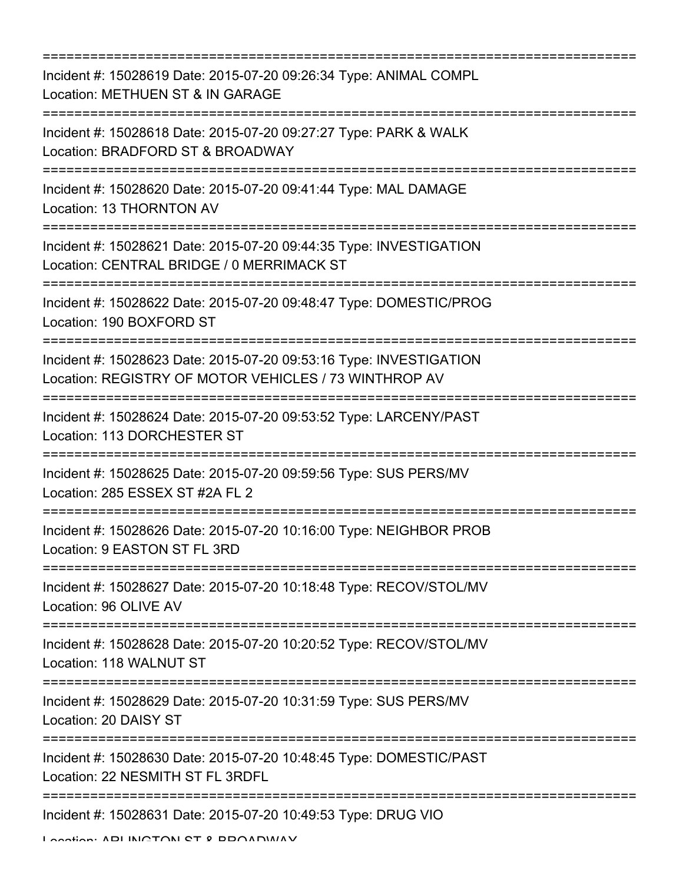===========================================================================

Incident #: 15028619 Date: 2015-07-20 09:26:34 Type: ANIMAL COMPL
Location: METHUEN ST & IN GARAGE

===========================================================================

Incident #: 15028618 Date: 2015-07-20 09:27:27 Type: PARK & WALK
Location: BRADFORD ST & BROADWAY

===========================================================================

Incident #: 15028620 Date: 2015-07-20 09:41:44 Type: MAL DAMAGE
Location: 13 THORNTON AV

===========================================================================

Incident #: 15028621 Date: 2015-07-20 09:44:35 Type: INVESTIGATION
Location: CENTRAL BRIDGE / 0 MERRIMACK ST

===========================================================================

Incident #: 15028622 Date: 2015-07-20 09:48:47 Type: DOMESTIC/PROG
Location: 190 BOXFORD ST

===========================================================================

Incident #: 15028623 Date: 2015-07-20 09:53:16 Type: INVESTIGATION
Location: REGISTRY OF MOTOR VEHICLES / 73 WINTHROP AV

===========================================================================

Incident #: 15028624 Date: 2015-07-20 09:53:52 Type: LARCENY/PAST
Location: 113 DORCHESTER ST

===========================================================================

Incident #: 15028625 Date: 2015-07-20 09:59:56 Type: SUS PERS/MV
Location: 285 ESSEX ST #2A FL 2

===========================================================================

Incident #: 15028626 Date: 2015-07-20 10:16:00 Type: NEIGHBOR PROB
Location: 9 EASTON ST FL 3RD

===========================================================================

Incident #: 15028627 Date: 2015-07-20 10:18:48 Type: RECOV/STOL/MV
Location: 96 OLIVE AV

===========================================================================

Incident #: 15028628 Date: 2015-07-20 10:20:52 Type: RECOV/STOL/MV
Location: 118 WALNUT ST

===========================================================================

Incident #: 15028629 Date: 2015-07-20 10:31:59 Type: SUS PERS/MV
Location: 20 DAISY ST

===========================================================================

Incident #: 15028630 Date: 2015-07-20 10:48:45 Type: DOMESTIC/PAST
Location: 22 NESMITH ST FL 3RDFL

===========================================================================

Incident #: 15028631 Date: 2015-07-20 10:49:53 Type: DRUG VIO
Location: ARLINGTON ST & BROADWAY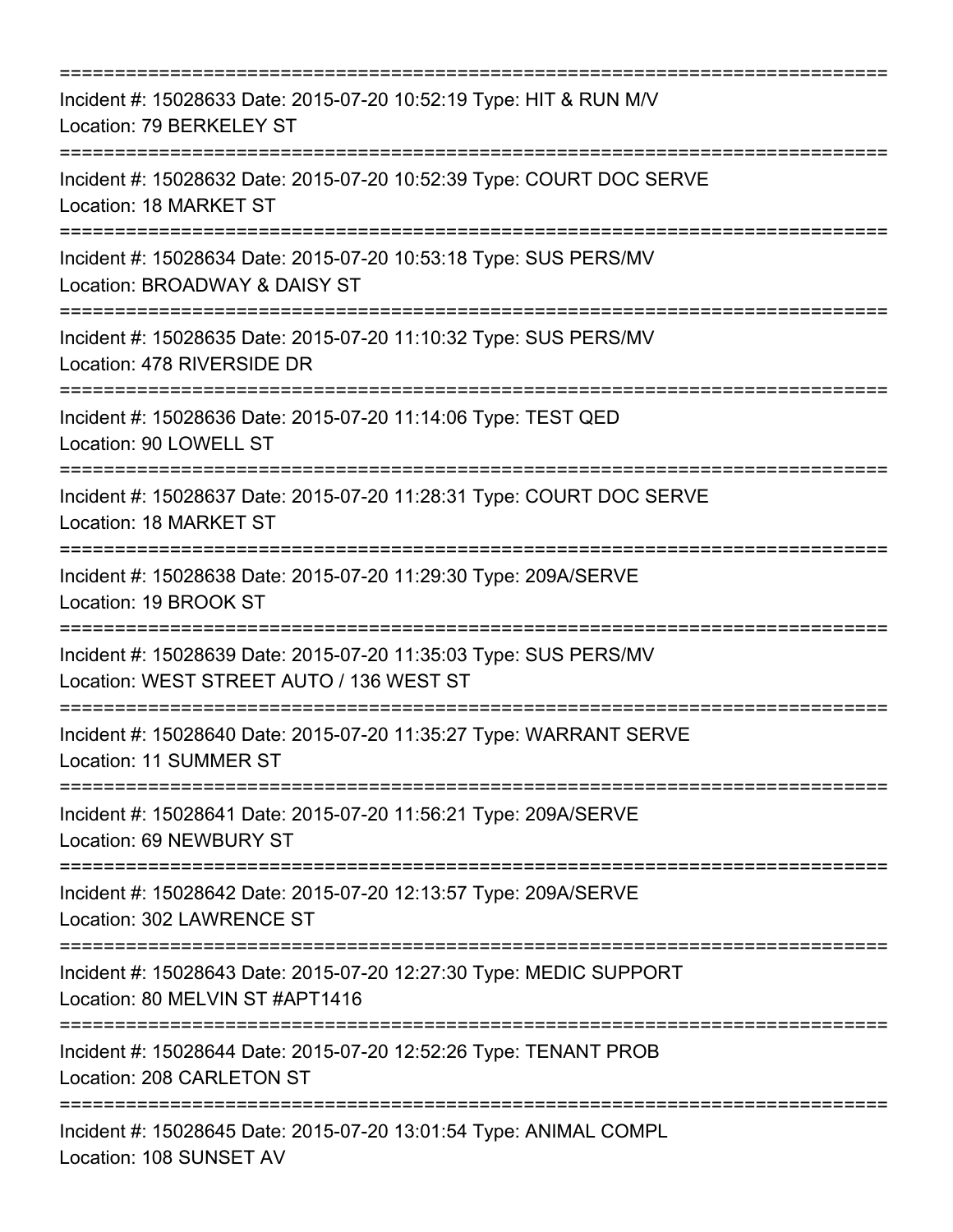==============================================================================
Incident #: 15028633 Date: 2015-07-20 10:52:19 Type: HIT & RUN M/V
Location: 79 BERKELEY ST
==============================================================================
Incident #: 15028632 Date: 2015-07-20 10:52:39 Type: COURT DOC SERVE
Location: 18 MARKET ST
==============================================================================
Incident #: 15028634 Date: 2015-07-20 10:53:18 Type: SUS PERS/MV
Location: BROADWAY & DAISY ST
==============================================================================
Incident #: 15028635 Date: 2015-07-20 11:10:32 Type: SUS PERS/MV
Location: 478 RIVERSIDE DR
==============================================================================
Incident #: 15028636 Date: 2015-07-20 11:14:06 Type: TEST QED
Location: 90 LOWELL ST
==============================================================================
Incident #: 15028637 Date: 2015-07-20 11:28:31 Type: COURT DOC SERVE
Location: 18 MARKET ST
==============================================================================
Incident #: 15028638 Date: 2015-07-20 11:29:30 Type: 209A/SERVE
Location: 19 BROOK ST
==============================================================================
Incident #: 15028639 Date: 2015-07-20 11:35:03 Type: SUS PERS/MV
Location: WEST STREET AUTO / 136 WEST ST
==============================================================================
Incident #: 15028640 Date: 2015-07-20 11:35:27 Type: WARRANT SERVE
Location: 11 SUMMER ST
==============================================================================
Incident #: 15028641 Date: 2015-07-20 11:56:21 Type: 209A/SERVE
Location: 69 NEWBURY ST
==============================================================================
Incident #: 15028642 Date: 2015-07-20 12:13:57 Type: 209A/SERVE
Location: 302 LAWRENCE ST
==============================================================================
Incident #: 15028643 Date: 2015-07-20 12:27:30 Type: MEDIC SUPPORT
Location: 80 MELVIN ST #APT1416
==============================================================================
Incident #: 15028644 Date: 2015-07-20 12:52:26 Type: TENANT PROB
Location: 208 CARLETON ST
==============================================================================
Incident #: 15028645 Date: 2015-07-20 13:01:54 Type: ANIMAL COMPL
Location: 108 SUNSET AV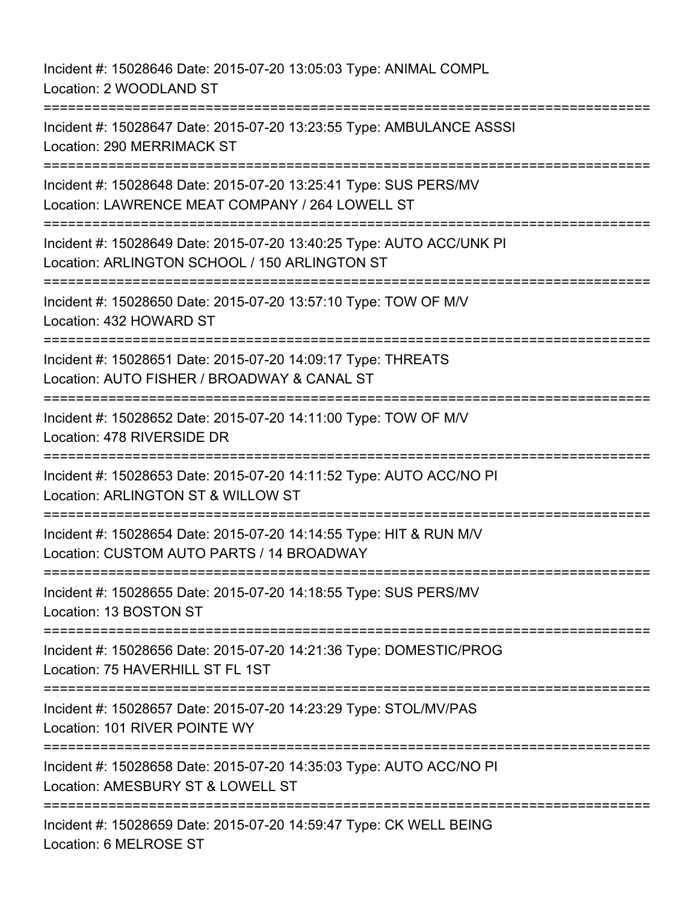Incident #: 15028646 Date: 2015-07-20 13:05:03 Type: ANIMAL COMPL
Location: 2 WOODLAND ST

===========================================================================

Incident #: 15028647 Date: 2015-07-20 13:23:55 Type: AMBULANCE ASSSI
Location: 290 MERRIMACK ST

===========================================================================

Incident #: 15028648 Date: 2015-07-20 13:25:41 Type: SUS PERS/MV
Location: LAWRENCE MEAT COMPANY / 264 LOWELL ST

===========================================================================

Incident #: 15028649 Date: 2015-07-20 13:40:25 Type: AUTO ACC/UNK PI
Location: ARLINGTON SCHOOL / 150 ARLINGTON ST

===========================================================================

Incident #: 15028650 Date: 2015-07-20 13:57:10 Type: TOW OF M/V
Location: 432 HOWARD ST

===========================================================================

Incident #: 15028651 Date: 2015-07-20 14:09:17 Type: THREATS
Location: AUTO FISHER / BROADWAY & CANAL ST

===========================================================================

Incident #: 15028652 Date: 2015-07-20 14:11:00 Type: TOW OF M/V
Location: 478 RIVERSIDE DR

===========================================================================

Incident #: 15028653 Date: 2015-07-20 14:11:52 Type: AUTO ACC/NO PI
Location: ARLINGTON ST & WILLOW ST

===========================================================================

Incident #: 15028654 Date: 2015-07-20 14:14:55 Type: HIT & RUN M/V
Location: CUSTOM AUTO PARTS / 14 BROADWAY

===========================================================================

Incident #: 15028655 Date: 2015-07-20 14:18:55 Type: SUS PERS/MV
Location: 13 BOSTON ST

===========================================================================

Incident #: 15028656 Date: 2015-07-20 14:21:36 Type: DOMESTIC/PROG
Location: 75 HAVERHILL ST FL 1ST

===========================================================================

Incident #: 15028657 Date: 2015-07-20 14:23:29 Type: STOL/MV/PAS
Location: 101 RIVER POINTE WY

===========================================================================

Incident #: 15028658 Date: 2015-07-20 14:35:03 Type: AUTO ACC/NO PI
Location: AMESBURY ST & LOWELL ST

===========================================================================

Incident #: 15028659 Date: 2015-07-20 14:59:47 Type: CK WELL BEING
Location: 6 MELROSE ST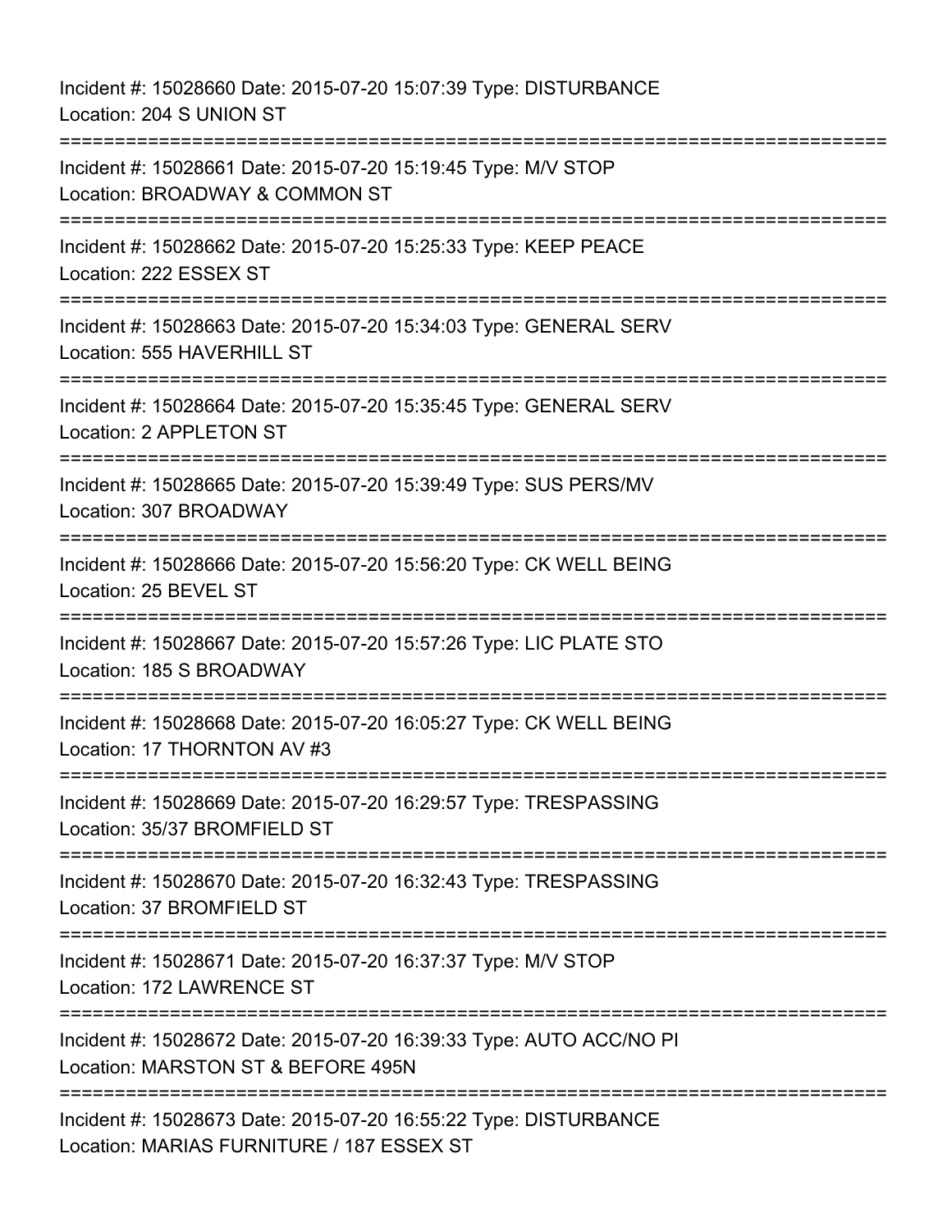Incident #: 15028660 Date: 2015-07-20 15:07:39 Type: DISTURBANCE
Location: 204 S UNION ST

===========================================================================

Incident #: 15028661 Date: 2015-07-20 15:19:45 Type: M/V STOP
Location: BROADWAY & COMMON ST

===========================================================================

Incident #: 15028662 Date: 2015-07-20 15:25:33 Type: KEEP PEACE
Location: 222 ESSEX ST

===========================================================================

Incident #: 15028663 Date: 2015-07-20 15:34:03 Type: GENERAL SERV
Location: 555 HAVERHILL ST

===========================================================================

Incident #: 15028664 Date: 2015-07-20 15:35:45 Type: GENERAL SERV
Location: 2 APPLETON ST

===========================================================================

Incident #: 15028665 Date: 2015-07-20 15:39:49 Type: SUS PERS/MV
Location: 307 BROADWAY

===========================================================================

Incident #: 15028666 Date: 2015-07-20 15:56:20 Type: CK WELL BEING
Location: 25 BEVEL ST

===========================================================================

Incident #: 15028667 Date: 2015-07-20 15:57:26 Type: LIC PLATE STO
Location: 185 S BROADWAY

===========================================================================

Incident #: 15028668 Date: 2015-07-20 16:05:27 Type: CK WELL BEING
Location: 17 THORNTON AV #3

===========================================================================

Incident #: 15028669 Date: 2015-07-20 16:29:57 Type: TRESPASSING
Location: 35/37 BROMFIELD ST

===========================================================================

Incident #: 15028670 Date: 2015-07-20 16:32:43 Type: TRESPASSING
Location: 37 BROMFIELD ST

===========================================================================

Incident #: 15028671 Date: 2015-07-20 16:37:37 Type: M/V STOP
Location: 172 LAWRENCE ST

===========================================================================

Incident #: 15028672 Date: 2015-07-20 16:39:33 Type: AUTO ACC/NO PI
Location: MARSTON ST & BEFORE 495N

===========================================================================

Incident #: 15028673 Date: 2015-07-20 16:55:22 Type: DISTURBANCE
Location: MARIAS FURNITURE / 187 ESSEX ST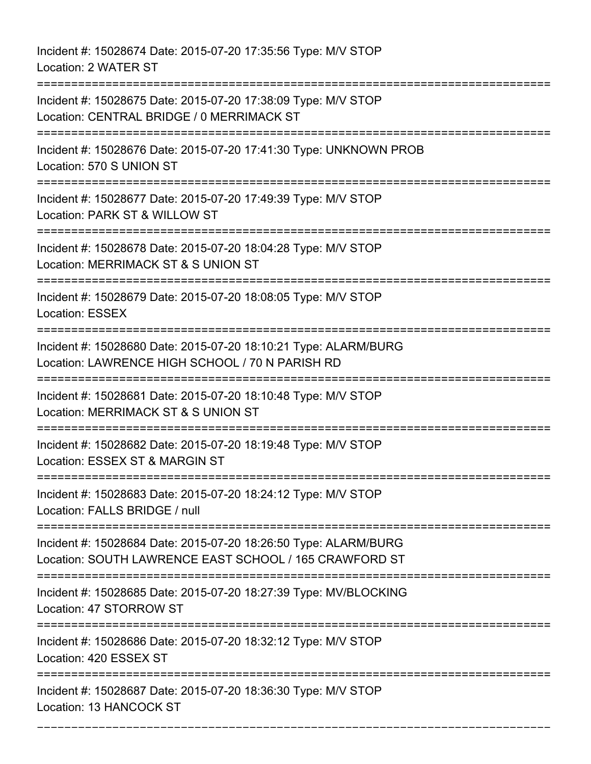Incident #: 15028674 Date: 2015-07-20 17:35:56 Type: M/V STOP
Location: 2 WATER ST

===========================================================================

Incident #: 15028675 Date: 2015-07-20 17:38:09 Type: M/V STOP
Location: CENTRAL BRIDGE / 0 MERRIMACK ST

===========================================================================

Incident #: 15028676 Date: 2015-07-20 17:41:30 Type: UNKNOWN PROB
Location: 570 S UNION ST

===========================================================================

Incident #: 15028677 Date: 2015-07-20 17:49:39 Type: M/V STOP
Location: PARK ST & WILLOW ST

===========================================================================

Incident #: 15028678 Date: 2015-07-20 18:04:28 Type: M/V STOP
Location: MERRIMACK ST & S UNION ST

===========================================================================

Incident #: 15028679 Date: 2015-07-20 18:08:05 Type: M/V STOP
Location: ESSEX

===========================================================================

Incident #: 15028680 Date: 2015-07-20 18:10:21 Type: ALARM/BURG
Location: LAWRENCE HIGH SCHOOL / 70 N PARISH RD

===========================================================================

Incident #: 15028681 Date: 2015-07-20 18:10:48 Type: M/V STOP
Location: MERRIMACK ST & S UNION ST

===========================================================================

Incident #: 15028682 Date: 2015-07-20 18:19:48 Type: M/V STOP
Location: ESSEX ST & MARGIN ST

===========================================================================

Incident #: 15028683 Date: 2015-07-20 18:24:12 Type: M/V STOP
Location: FALLS BRIDGE / null

===========================================================================

Incident #: 15028684 Date: 2015-07-20 18:26:50 Type: ALARM/BURG
Location: SOUTH LAWRENCE EAST SCHOOL / 165 CRAWFORD ST

===========================================================================

Incident #: 15028685 Date: 2015-07-20 18:27:39 Type: MV/BLOCKING
Location: 47 STORROW ST

===========================================================================

Incident #: 15028686 Date: 2015-07-20 18:32:12 Type: M/V STOP
Location: 420 ESSEX ST

===========================================================================

Incident #: 15028687 Date: 2015-07-20 18:36:30 Type: M/V STOP
Location: 13 HANCOCK ST

---------------------------------------------------------------------------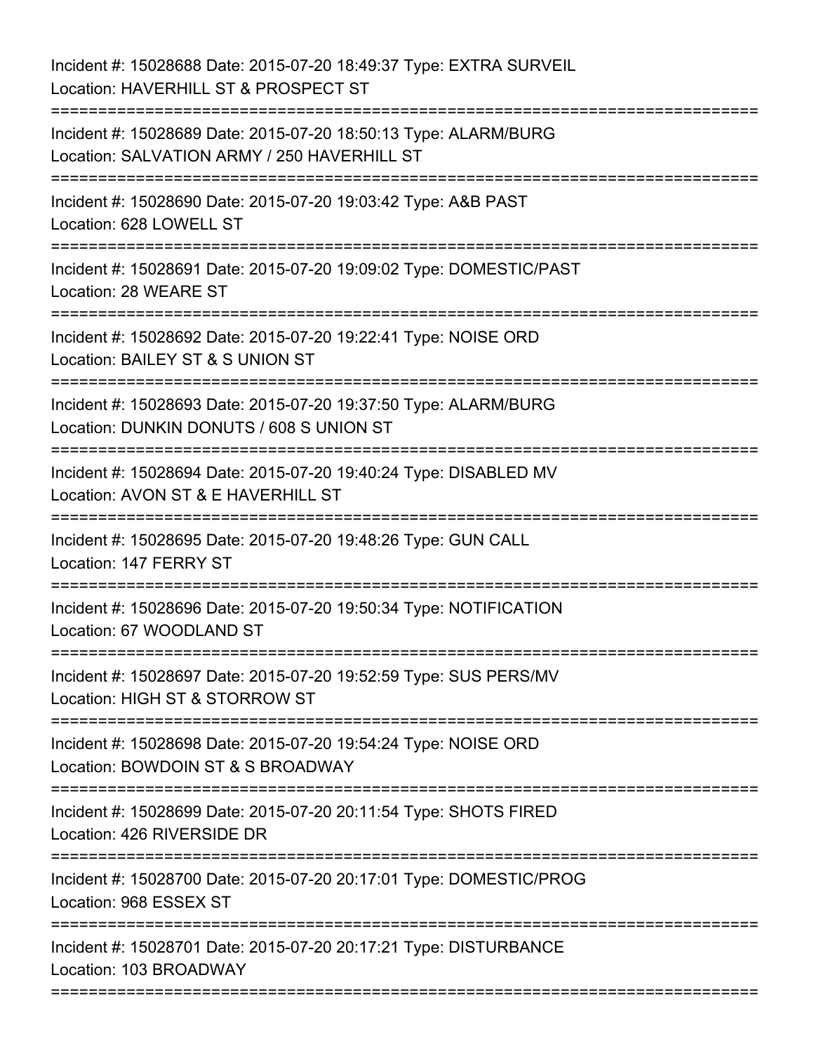Incident #: 15028688 Date: 2015-07-20 18:49:37 Type: EXTRA SURVEIL
Location: HAVERHILL ST & PROSPECT ST

===========================================================================

Incident #: 15028689 Date: 2015-07-20 18:50:13 Type: ALARM/BURG
Location: SALVATION ARMY / 250 HAVERHILL ST

===========================================================================

Incident #: 15028690 Date: 2015-07-20 19:03:42 Type: A&B PAST
Location: 628 LOWELL ST

===========================================================================

Incident #: 15028691 Date: 2015-07-20 19:09:02 Type: DOMESTIC/PAST
Location: 28 WEARE ST

===========================================================================

Incident #: 15028692 Date: 2015-07-20 19:22:41 Type: NOISE ORD
Location: BAILEY ST & S UNION ST

===========================================================================

Incident #: 15028693 Date: 2015-07-20 19:37:50 Type: ALARM/BURG
Location: DUNKIN DONUTS / 608 S UNION ST

===========================================================================

Incident #: 15028694 Date: 2015-07-20 19:40:24 Type: DISABLED MV
Location: AVON ST & E HAVERHILL ST

===========================================================================

Incident #: 15028695 Date: 2015-07-20 19:48:26 Type: GUN CALL
Location: 147 FERRY ST

===========================================================================

Incident #: 15028696 Date: 2015-07-20 19:50:34 Type: NOTIFICATION
Location: 67 WOODLAND ST

===========================================================================

Incident #: 15028697 Date: 2015-07-20 19:52:59 Type: SUS PERS/MV
Location: HIGH ST & STORROW ST

===========================================================================

Incident #: 15028698 Date: 2015-07-20 19:54:24 Type: NOISE ORD
Location: BOWDOIN ST & S BROADWAY

===========================================================================

Incident #: 15028699 Date: 2015-07-20 20:11:54 Type: SHOTS FIRED
Location: 426 RIVERSIDE DR

===========================================================================

Incident #: 15028700 Date: 2015-07-20 20:17:01 Type: DOMESTIC/PROG
Location: 968 ESSEX ST

===========================================================================

Incident #: 15028701 Date: 2015-07-20 20:17:21 Type: DISTURBANCE
Location: 103 BROADWAY

===========================================================================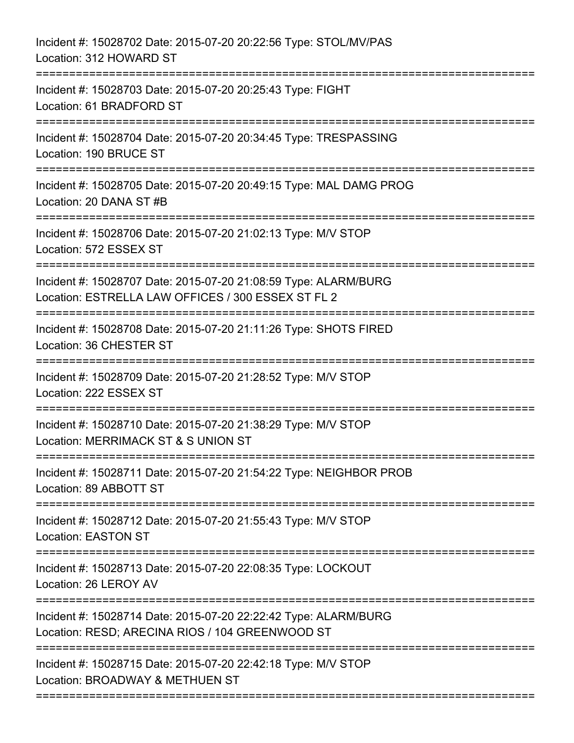Incident #: 15028702 Date: 2015-07-20 20:22:56 Type: STOL/MV/PAS
Location: 312 HOWARD ST

===========================================================================

Incident #: 15028703 Date: 2015-07-20 20:25:43 Type: FIGHT
Location: 61 BRADFORD ST

===========================================================================

Incident #: 15028704 Date: 2015-07-20 20:34:45 Type: TRESPASSING
Location: 190 BRUCE ST

===========================================================================

Incident #: 15028705 Date: 2015-07-20 20:49:15 Type: MAL DAMG PROG
Location: 20 DANA ST #B

===========================================================================

Incident #: 15028706 Date: 2015-07-20 21:02:13 Type: M/V STOP
Location: 572 ESSEX ST

===========================================================================

Incident #: 15028707 Date: 2015-07-20 21:08:59 Type: ALARM/BURG
Location: ESTRELLA LAW OFFICES / 300 ESSEX ST FL 2

===========================================================================

Incident #: 15028708 Date: 2015-07-20 21:11:26 Type: SHOTS FIRED
Location: 36 CHESTER ST

===========================================================================

Incident #: 15028709 Date: 2015-07-20 21:28:52 Type: M/V STOP
Location: 222 ESSEX ST

===========================================================================

Incident #: 15028710 Date: 2015-07-20 21:38:29 Type: M/V STOP
Location: MERRIMACK ST & S UNION ST

===========================================================================

Incident #: 15028711 Date: 2015-07-20 21:54:22 Type: NEIGHBOR PROB
Location: 89 ABBOTT ST

===========================================================================

Incident #: 15028712 Date: 2015-07-20 21:55:43 Type: M/V STOP
Location: EASTON ST

===========================================================================

Incident #: 15028713 Date: 2015-07-20 22:08:35 Type: LOCKOUT
Location: 26 LEROY AV

===========================================================================

Incident #: 15028714 Date: 2015-07-20 22:22:42 Type: ALARM/BURG
Location: RESD; ARECINA RIOS / 104 GREENWOOD ST

===========================================================================

Incident #: 15028715 Date: 2015-07-20 22:42:18 Type: M/V STOP
Location: BROADWAY & METHUEN ST

===========================================================================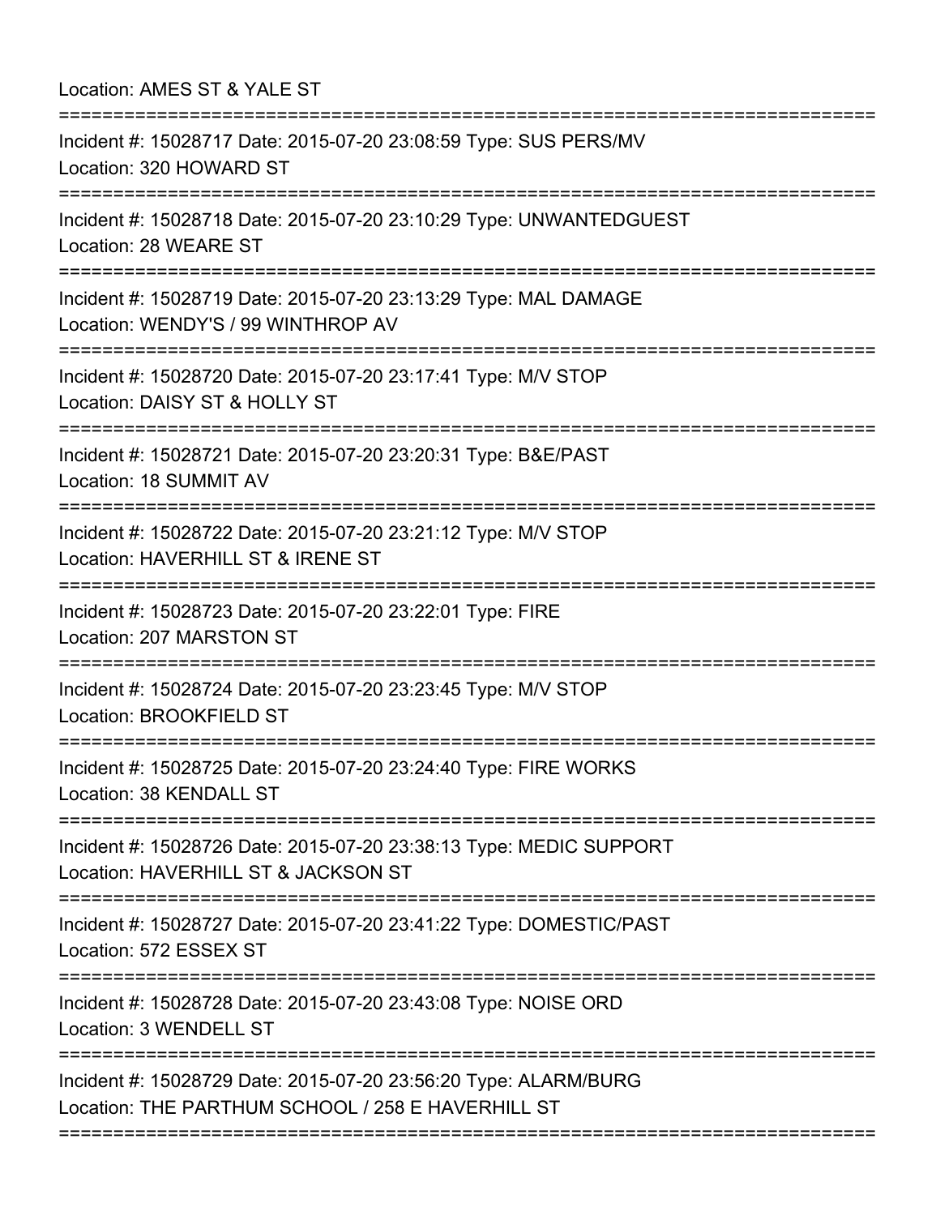Location: AMES ST & YALE ST

===========================================================================

Incident #: 15028717 Date: 2015-07-20 23:08:59 Type: SUS PERS/MV
Location: 320 HOWARD ST

===========================================================================

Incident #: 15028718 Date: 2015-07-20 23:10:29 Type: UNWANTEDGUEST
Location: 28 WEARE ST

===========================================================================

Incident #: 15028719 Date: 2015-07-20 23:13:29 Type: MAL DAMAGE
Location: WENDY'S / 99 WINTHROP AV

===========================================================================

Incident #: 15028720 Date: 2015-07-20 23:17:41 Type: M/V STOP
Location: DAISY ST & HOLLY ST

===========================================================================

Incident #: 15028721 Date: 2015-07-20 23:20:31 Type: B&E/PAST
Location: 18 SUMMIT AV

===========================================================================

Incident #: 15028722 Date: 2015-07-20 23:21:12 Type: M/V STOP
Location: HAVERHILL ST & IRENE ST

===========================================================================

Incident #: 15028723 Date: 2015-07-20 23:22:01 Type: FIRE
Location: 207 MARSTON ST

===========================================================================

Incident #: 15028724 Date: 2015-07-20 23:23:45 Type: M/V STOP
Location: BROOKFIELD ST

===========================================================================

Incident #: 15028725 Date: 2015-07-20 23:24:40 Type: FIRE WORKS
Location: 38 KENDALL ST

===========================================================================

Incident #: 15028726 Date: 2015-07-20 23:38:13 Type: MEDIC SUPPORT
Location: HAVERHILL ST & JACKSON ST

===========================================================================

Incident #: 15028727 Date: 2015-07-20 23:41:22 Type: DOMESTIC/PAST
Location: 572 ESSEX ST

===========================================================================

Incident #: 15028728 Date: 2015-07-20 23:43:08 Type: NOISE ORD
Location: 3 WENDELL ST

===========================================================================

Incident #: 15028729 Date: 2015-07-20 23:56:20 Type: ALARM/BURG
Location: THE PARTHUM SCHOOL / 258 E HAVERHILL ST

===========================================================================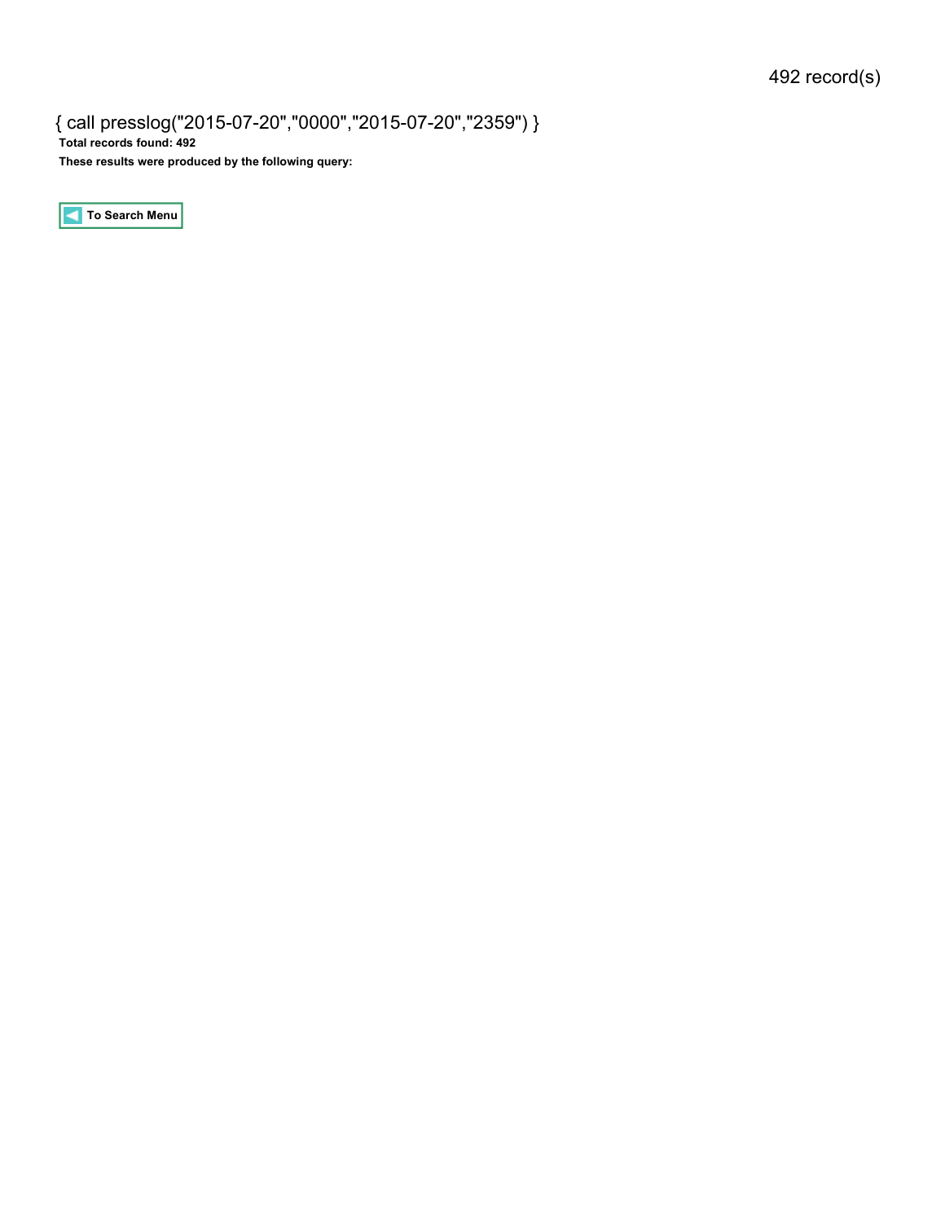492 record(s)

{ call presslog("2015-07-20","0000","2015-07-20","2359") }

**Total records found: 492**

**These results were produced by the following query:**

**To Search Menu**